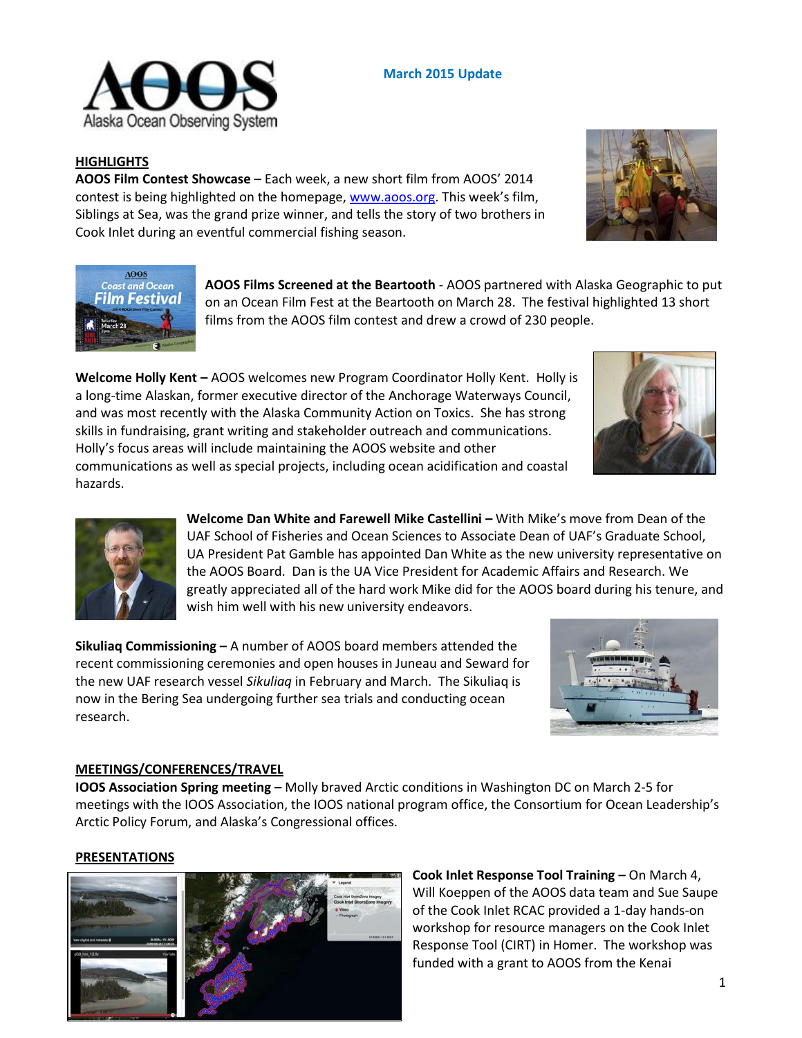# AOOS Alaska Ocean Observing System

**March 2015 Update**

## HIGHLIGHTS

**AOOS Film Contest Showcase** – Each week, a new short film from AOOS' 2014 contest is being highlighted on the homepage, www.aoos.org. This week's film, Siblings at Sea, was the grand prize winner, and tells the story of two brothers in Cook Inlet during an eventful commercial fishing season.

**AOOS Films Screened at the Beartooth** - AOOS partnered with Alaska Geographic to put on an Ocean Film Fest at the Beartooth on March 28. The festival highlighted 13 short films from the AOOS film contest and drew a crowd of 230 people.

**Welcome Holly Kent –** AOOS welcomes new Program Coordinator Holly Kent. Holly is a long-time Alaskan, former executive director of the Anchorage Waterways Council, and was most recently with the Alaska Community Action on Toxics. She has strong skills in fundraising, grant writing and stakeholder outreach and communications. Holly's focus areas will include maintaining the AOOS website and other communications as well as special projects, including ocean acidification and coastal hazards.

**Welcome Dan White and Farewell Mike Castellini –** With Mike's move from Dean of the UAF School of Fisheries and Ocean Sciences to Associate Dean of UAF's Graduate School, UA President Pat Gamble has appointed Dan White as the new university representative on the AOOS Board. Dan is the UA Vice President for Academic Affairs and Research. We greatly appreciated all of the hard work Mike did for the AOOS board during his tenure, and wish him well with his new university endeavors.

**Sikuliaq Commissioning –** A number of AOOS board members attended the recent commissioning ceremonies and open houses in Juneau and Seward for the new UAF research vessel *Sikuliaq* in February and March. The Sikuliaq is now in the Bering Sea undergoing further sea trials and conducting ocean research.

## MEETINGS/CONFERENCES/TRAVEL

**IOOS Association Spring meeting –** Molly braved Arctic conditions in Washington DC on March 2-5 for meetings with the IOOS Association, the IOOS national program office, the Consortium for Ocean Leadership's Arctic Policy Forum, and Alaska's Congressional offices.

## PRESENTATIONS

**Cook Inlet Response Tool Training –** On March 4, Will Koeppen of the AOOS data team and Sue Saupe of the Cook Inlet RCAC provided a 1-day hands-on workshop for resource managers on the Cook Inlet Response Tool (CIRT) in Homer. The workshop was funded with a grant to AOOS from the Kenai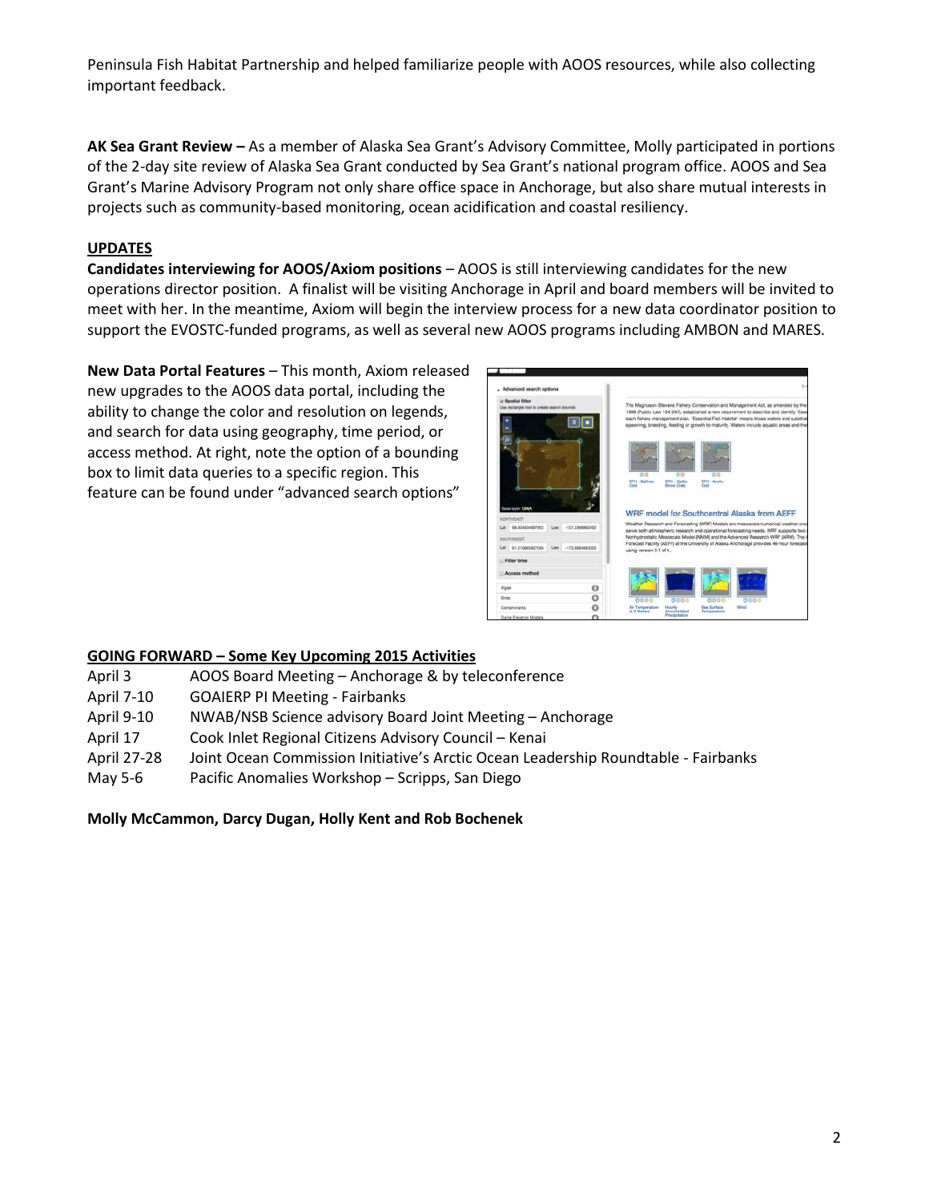Peninsula Fish Habitat Partnership and helped familiarize people with AOOS resources, while also collecting important feedback.

**AK Sea Grant Review –** As a member of Alaska Sea Grant's Advisory Committee, Molly participated in portions of the 2-day site review of Alaska Sea Grant conducted by Sea Grant's national program office. AOOS and Sea Grant's Marine Advisory Program not only share office space in Anchorage, but also share mutual interests in projects such as community-based monitoring, ocean acidification and coastal resiliency.

## UPDATES

**Candidates interviewing for AOOS/Axiom positions** – AOOS is still interviewing candidates for the new operations director position. A finalist will be visiting Anchorage in April and board members will be invited to meet with her. In the meantime, Axiom will begin the interview process for a new data coordinator position to support the EVOSTC-funded programs, as well as several new AOOS programs including AMBON and MARES.

**New Data Portal Features** – This month, Axiom released new upgrades to the AOOS data portal, including the ability to change the color and resolution on legends, and search for data using geography, time period, or access method. At right, note the option of a bounding box to limit data queries to a specific region. This feature can be found under "advanced search options"

## GOING FORWARD – Some Key Upcoming 2015 Activities

| | |
|---|---|
| April 3 | AOOS Board Meeting – Anchorage & by teleconference |
| April 7-10 | GOAIERP PI Meeting - Fairbanks |
| April 9-10 | NWAB/NSB Science advisory Board Joint Meeting – Anchorage |
| April 17 | Cook Inlet Regional Citizens Advisory Council – Kenai |
| April 27-28 | Joint Ocean Commission Initiative's Arctic Ocean Leadership Roundtable - Fairbanks |
| May 5-6 | Pacific Anomalies Workshop – Scripps, San Diego |

**Molly McCammon, Darcy Dugan, Holly Kent and Rob Bochenek**